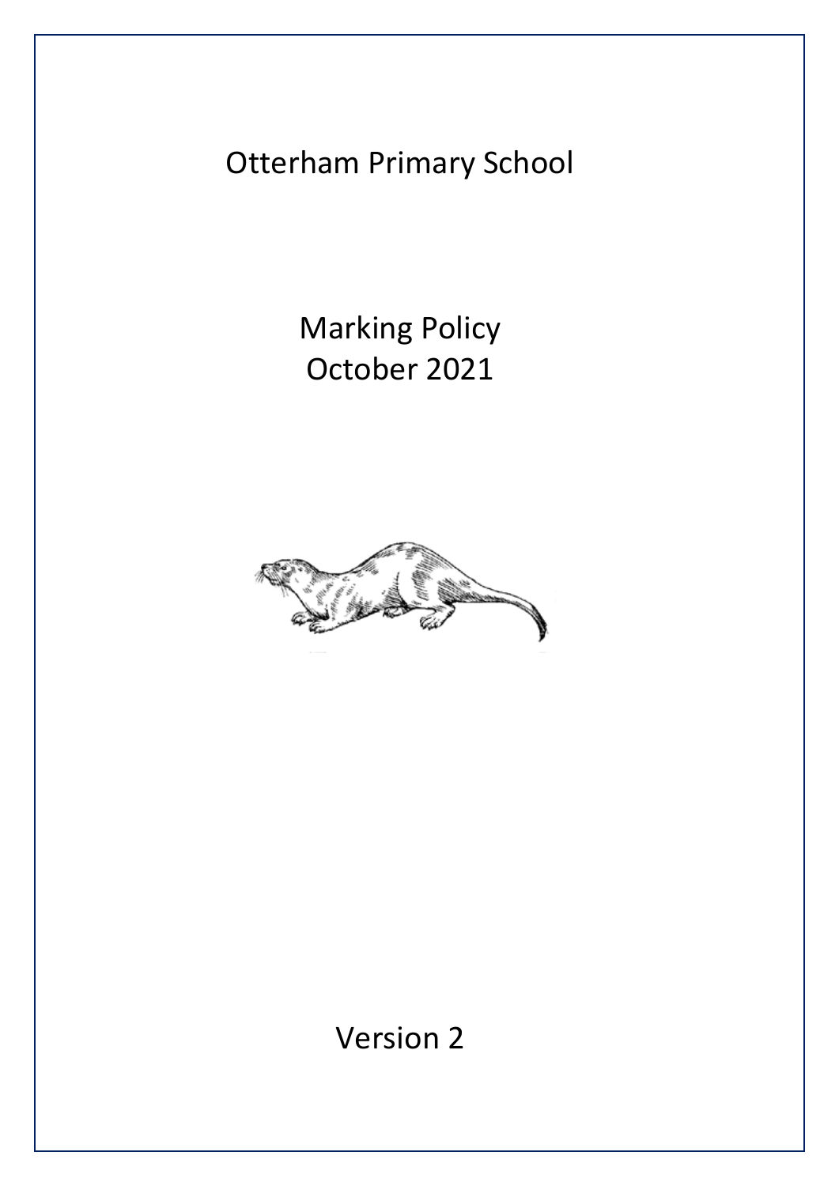# Otterham Primary School

## Marking Policy
## October 2021

Version 2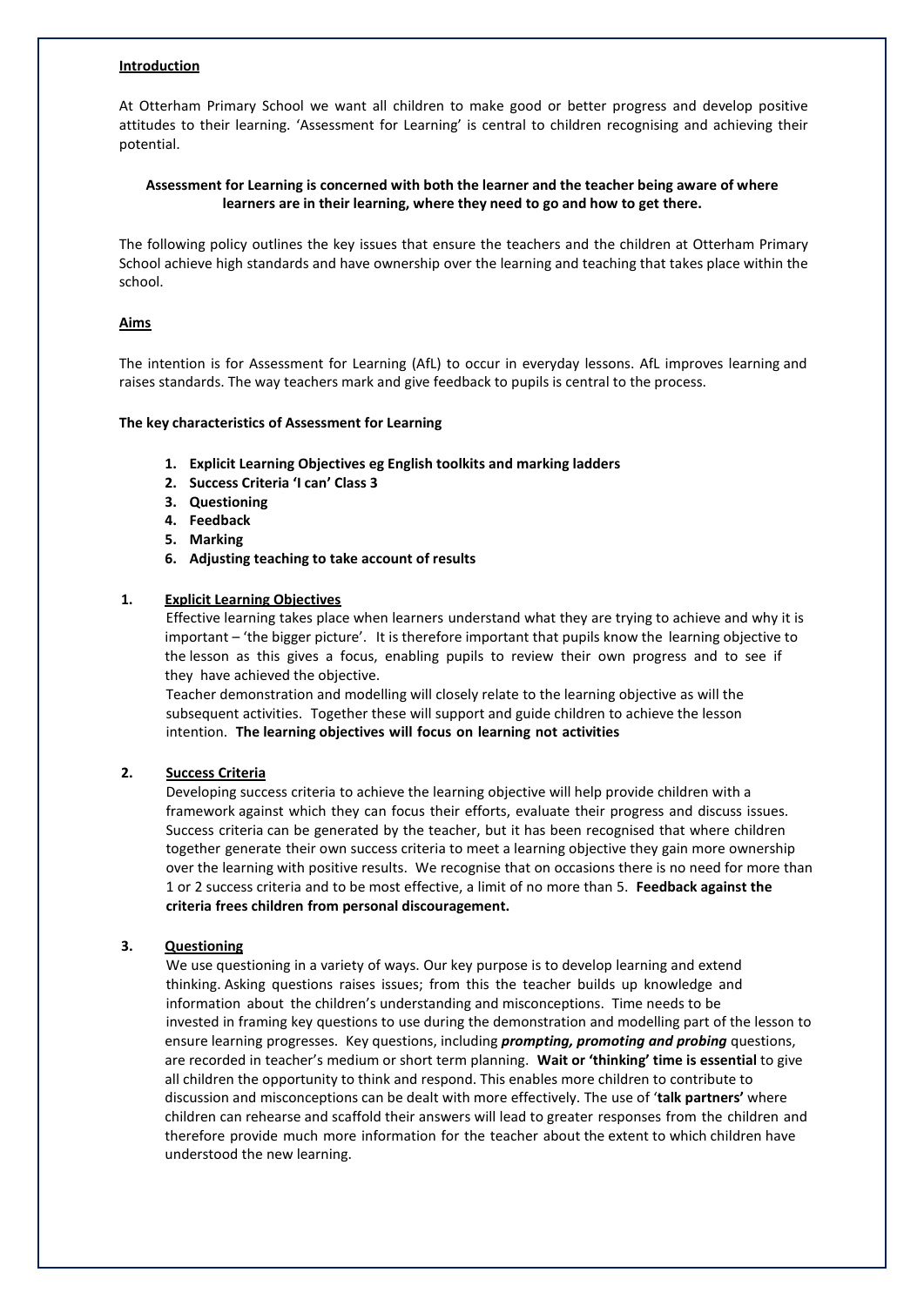**Introduction**

At Otterham Primary School we want all children to make good or better progress and develop positive attitudes to their learning. 'Assessment for Learning' is central to children recognising and achieving their potential.

**Assessment for Learning is concerned with both the learner and the teacher being aware of where learners are in their learning, where they need to go and how to get there.**

The following policy outlines the key issues that ensure the teachers and the children at Otterham Primary School achieve high standards and have ownership over the learning and teaching that takes place within the school.

**Aims**

The intention is for Assessment for Learning (AfL) to occur in everyday lessons. AfL improves learning and raises standards. The way teachers mark and give feedback to pupils is central to the process.

**The key characteristics of Assessment for Learning**

1. **Explicit Learning Objectives eg English toolkits and marking ladders**
2. **Success Criteria 'I can' Class 3**
3. **Questioning**
4. **Feedback**
5. **Marking**
6. **Adjusting teaching to take account of results**

**1. Explicit Learning Objectives**

Effective learning takes place when learners understand what they are trying to achieve and why it is important – 'the bigger picture'. It is therefore important that pupils know the learning objective to the lesson as this gives a focus, enabling pupils to review their own progress and to see if they have achieved the objective.

Teacher demonstration and modelling will closely relate to the learning objective as will the subsequent activities. Together these will support and guide children to achieve the lesson intention. **The learning objectives will focus on learning not activities**

**2. Success Criteria**

Developing success criteria to achieve the learning objective will help provide children with a framework against which they can focus their efforts, evaluate their progress and discuss issues. Success criteria can be generated by the teacher, but it has been recognised that where children together generate their own success criteria to meet a learning objective they gain more ownership over the learning with positive results. We recognise that on occasions there is no need for more than 1 or 2 success criteria and to be most effective, a limit of no more than 5. **Feedback against the criteria frees children from personal discouragement.**

**3. Questioning**

We use questioning in a variety of ways. Our key purpose is to develop learning and extend thinking. Asking questions raises issues; from this the teacher builds up knowledge and information about the children's understanding and misconceptions. Time needs to be invested in framing key questions to use during the demonstration and modelling part of the lesson to ensure learning progresses. Key questions, including ***prompting, promoting and probing*** questions, are recorded in teacher's medium or short term planning. **Wait or 'thinking' time is essential** to give all children the opportunity to think and respond. This enables more children to contribute to discussion and misconceptions can be dealt with more effectively. The use of '**talk partners'** where children can rehearse and scaffold their answers will lead to greater responses from the children and therefore provide much more information for the teacher about the extent to which children have understood the new learning.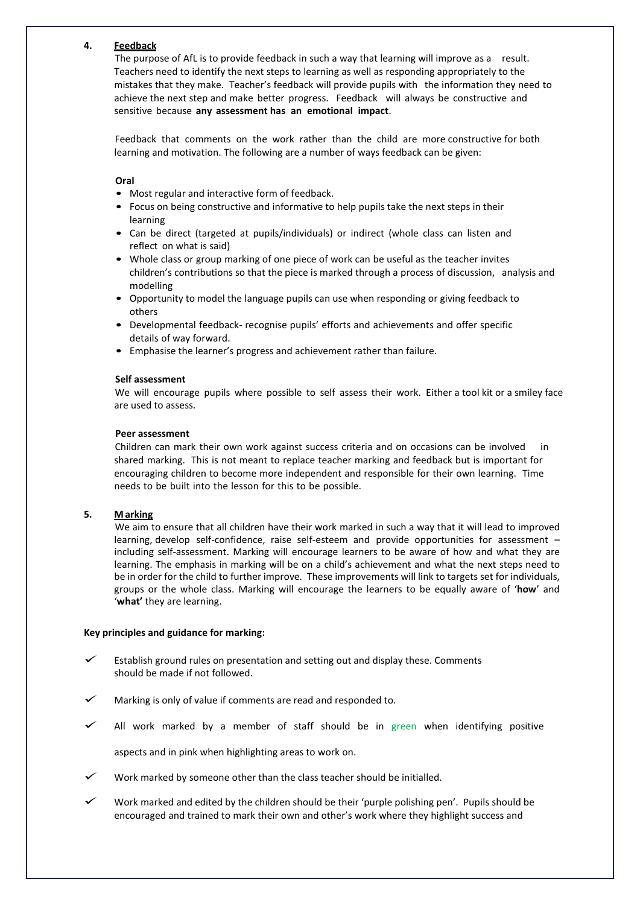## 4. Feedback

The purpose of AfL is to provide feedback in such a way that learning will improve as a result. Teachers need to identify the next steps to learning as well as responding appropriately to the mistakes that they make. Teacher's feedback will provide pupils with the information they need to achieve the next step and make better progress. Feedback will always be constructive and sensitive because **any assessment has an emotional impact**.

Feedback that comments on the work rather than the child are more constructive for both learning and motivation. The following are a number of ways feedback can be given:

**Oral**

- Most regular and interactive form of feedback.
- Focus on being constructive and informative to help pupils take the next steps in their learning
- Can be direct (targeted at pupils/individuals) or indirect (whole class can listen and reflect on what is said)
- Whole class or group marking of one piece of work can be useful as the teacher invites children's contributions so that the piece is marked through a process of discussion, analysis and modelling
- Opportunity to model the language pupils can use when responding or giving feedback to others
- Developmental feedback- recognise pupils' efforts and achievements and offer specific details of way forward.
- Emphasise the learner's progress and achievement rather than failure.

**Self assessment**

We will encourage pupils where possible to self assess their work. Either a tool kit or a smiley face are used to assess.

**Peer assessment**

Children can mark their own work against success criteria and on occasions can be involved in shared marking. This is not meant to replace teacher marking and feedback but is important for encouraging children to become more independent and responsible for their own learning. Time needs to be built into the lesson for this to be possible.

## 5. Marking

We aim to ensure that all children have their work marked in such a way that it will lead to improved learning, develop self-confidence, raise self-esteem and provide opportunities for assessment – including self-assessment. Marking will encourage learners to be aware of how and what they are learning. The emphasis in marking will be on a child's achievement and what the next steps need to be in order for the child to further improve. These improvements will link to targets set for individuals, groups or the whole class. Marking will encourage the learners to be equally aware of '**how**' and '**what'** they are learning.

**Key principles and guidance for marking:**

- ✓ Establish ground rules on presentation and setting out and display these. Comments should be made if not followed.
- ✓ Marking is only of value if comments are read and responded to.
- ✓ All work marked by a member of staff should be in green when identifying positive aspects and in pink when highlighting areas to work on.
- ✓ Work marked by someone other than the class teacher should be initialled.
- ✓ Work marked and edited by the children should be their 'purple polishing pen'. Pupils should be encouraged and trained to mark their own and other's work where they highlight success and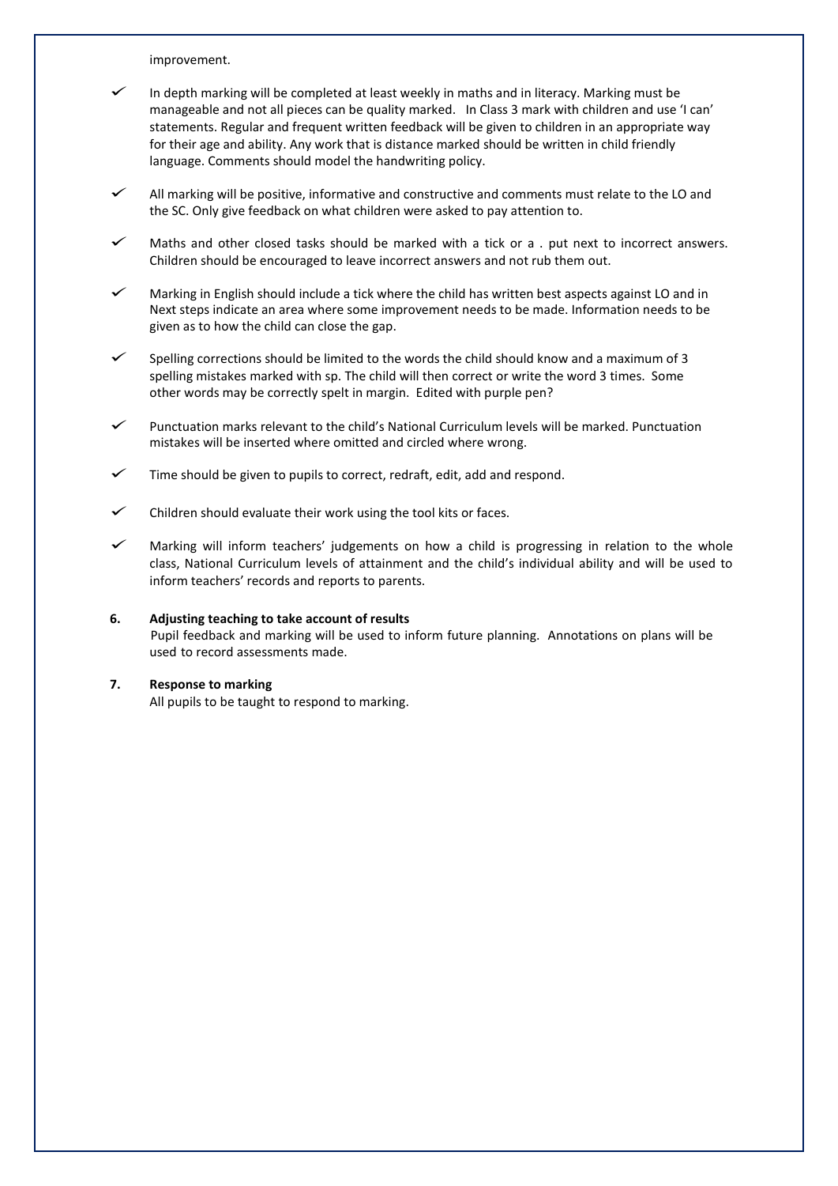improvement.

- ✓ In depth marking will be completed at least weekly in maths and in literacy. Marking must be manageable and not all pieces can be quality marked. In Class 3 mark with children and use 'I can' statements. Regular and frequent written feedback will be given to children in an appropriate way for their age and ability. Any work that is distance marked should be written in child friendly language. Comments should model the handwriting policy.
- ✓ All marking will be positive, informative and constructive and comments must relate to the LO and the SC. Only give feedback on what children were asked to pay attention to.
- ✓ Maths and other closed tasks should be marked with a tick or a . put next to incorrect answers. Children should be encouraged to leave incorrect answers and not rub them out.
- ✓ Marking in English should include a tick where the child has written best aspects against LO and in Next steps indicate an area where some improvement needs to be made. Information needs to be given as to how the child can close the gap.
- ✓ Spelling corrections should be limited to the words the child should know and a maximum of 3 spelling mistakes marked with sp. The child will then correct or write the word 3 times. Some other words may be correctly spelt in margin. Edited with purple pen?
- ✓ Punctuation marks relevant to the child's National Curriculum levels will be marked. Punctuation mistakes will be inserted where omitted and circled where wrong.
- ✓ Time should be given to pupils to correct, redraft, edit, add and respond.
- ✓ Children should evaluate their work using the tool kits or faces.
- ✓ Marking will inform teachers' judgements on how a child is progressing in relation to the whole class, National Curriculum levels of attainment and the child's individual ability and will be used to inform teachers' records and reports to parents.

**6. Adjusting teaching to take account of results**

Pupil feedback and marking will be used to inform future planning. Annotations on plans will be used to record assessments made.

**7. Response to marking**

All pupils to be taught to respond to marking.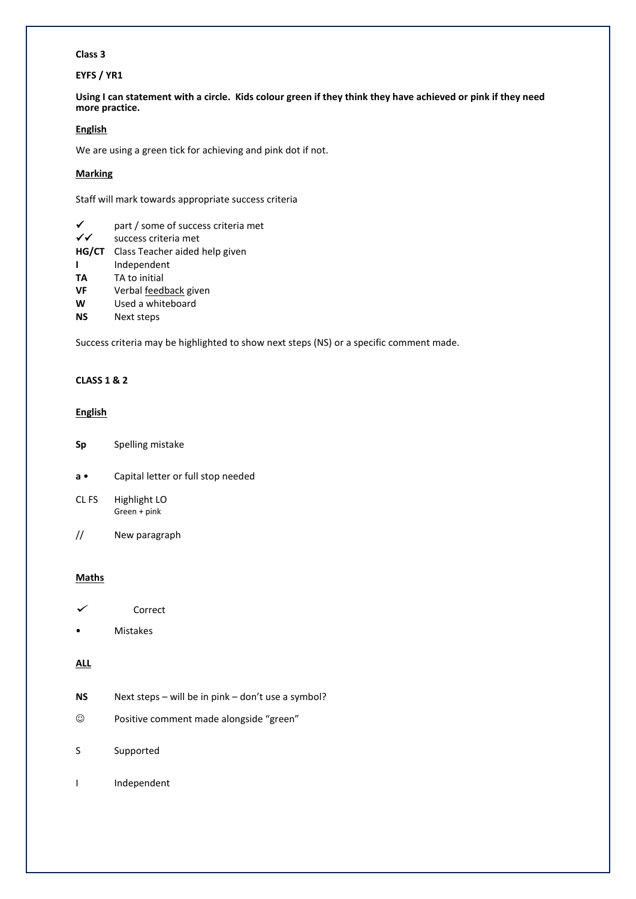**Class 3**

**EYFS / YR1**

**Using I can statement with a circle. Kids colour green if they think they have achieved or pink if they need more practice.**

**English**

We are using a green tick for achieving and pink dot if not.

**Marking**

Staff will mark towards appropriate success criteria

| | |
|---|---|
| ✓ | part / some of success criteria met |
| ✓✓ | success criteria met |
| **HG/CT** | Class Teacher aided help given |
| **I** | Independent |
| **TA** | TA to initial |
| **VF** | Verbal feedback given |
| **W** | Used a whiteboard |
| **NS** | Next steps |

Success criteria may be highlighted to show next steps (NS) or a specific comment made.

**CLASS 1 & 2**

**English**

| | |
|---|---|
| **Sp** | Spelling mistake |
| **a •** | Capital letter or full stop needed |
| CL FS | Highlight LO<br>Green + pink |
| // | New paragraph |

**Maths**

| | |
|---|---|
| ✓ | Correct |
| • | Mistakes |

**ALL**

| | |
|---|---|
| **NS** | Next steps – will be in pink – don't use a symbol? |
| ☺ | Positive comment made alongside "green" |
| S | Supported |
| I | Independent |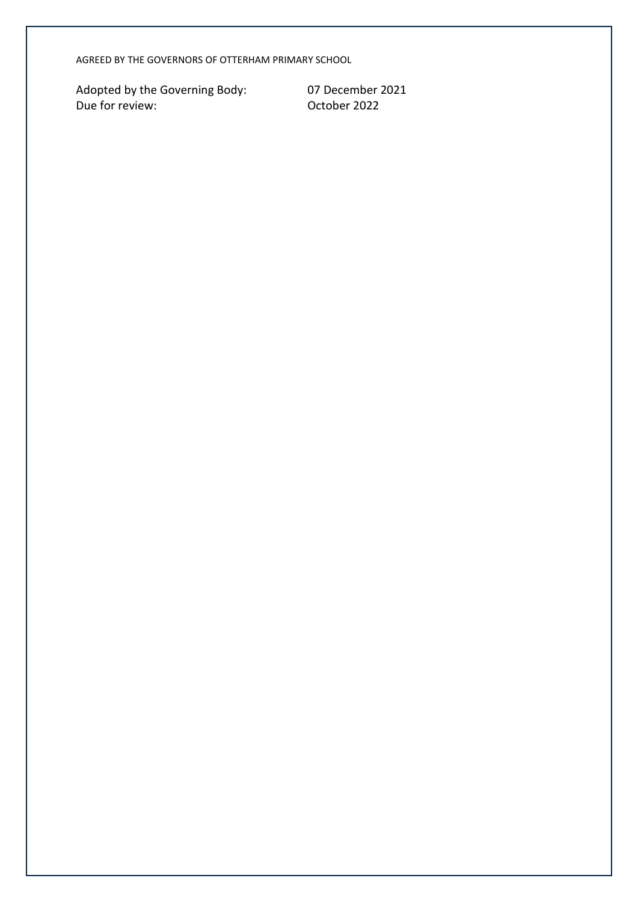AGREED BY THE GOVERNORS OF OTTERHAM PRIMARY SCHOOL

| | |
|---|---|
| Adopted by the Governing Body: | 07 December 2021 |
| Due for review: | October 2022 |